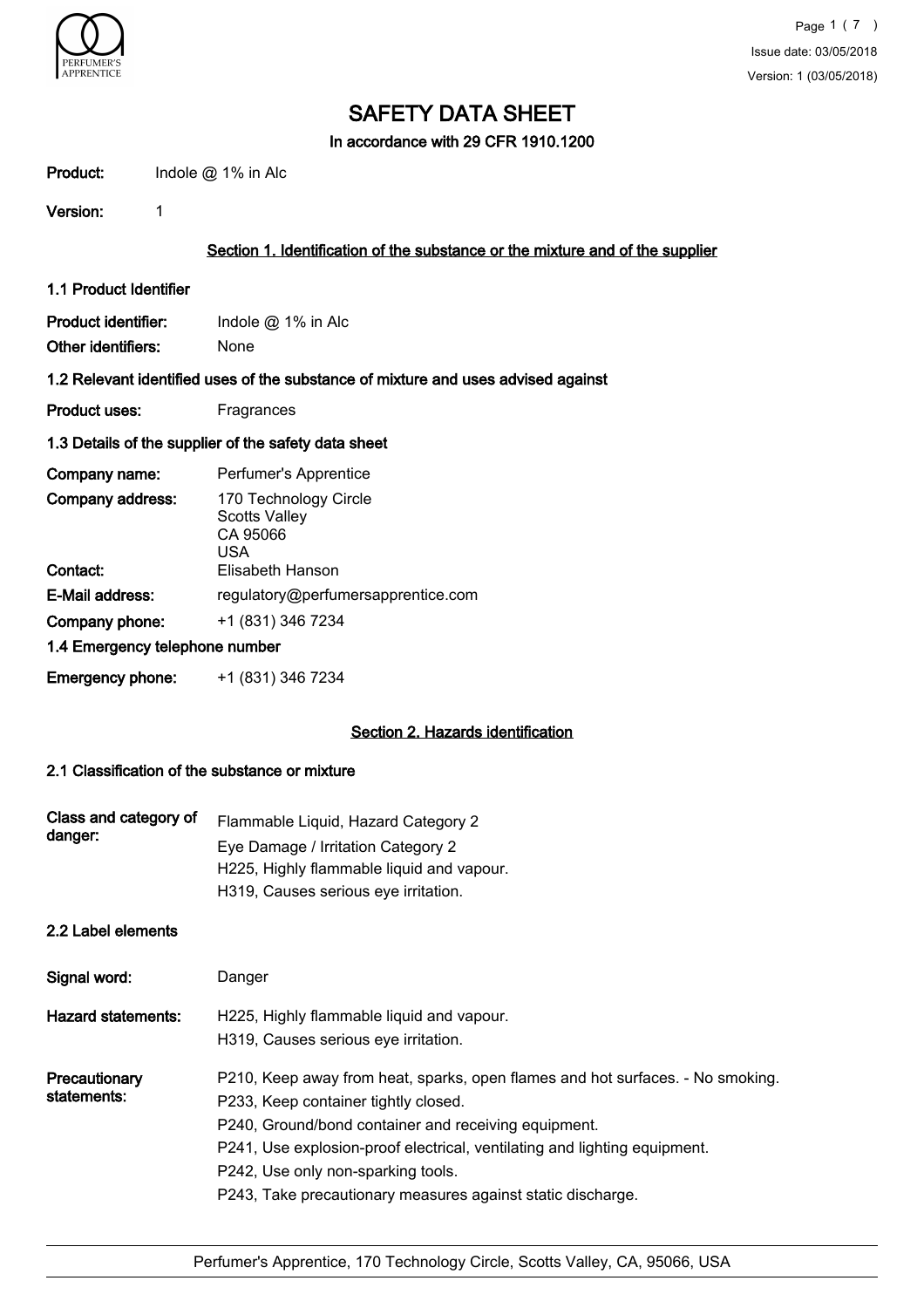# SAFETY DATA SHEET

**In accordance with 29 CFR 1910.1200**

**Product:** Indole @ 1% in Alc

**Version:** 1

## Section 1. Identification of the substance or the mixture and of the supplier

### 1.1 Product Identifier

**Product identifier:** Indole @ 1% in Alc

**Other identifiers:** None

### 1.2 Relevant identified uses of the substance of mixture and uses advised against

**Product uses:** Fragrances

### 1.3 Details of the supplier of the safety data sheet

**Company name:** Perfumer's Apprentice

**Company address:** 170 Technology Circle
Scotts Valley
CA 95066
USA

**Contact:** Elisabeth Hanson

**E-Mail address:** regulatory@perfumersapprentice.com

**Company phone:** +1 (831) 346 7234

### 1.4 Emergency telephone number

**Emergency phone:** +1 (831) 346 7234

## Section 2. Hazards identification

### 2.1 Classification of the substance or mixture

**Class and category of danger:**
Flammable Liquid, Hazard Category 2
Eye Damage / Irritation Category 2
H225, Highly flammable liquid and vapour.
H319, Causes serious eye irritation.

### 2.2 Label elements

**Signal word:** Danger

**Hazard statements:**
H225, Highly flammable liquid and vapour.
H319, Causes serious eye irritation.

**Precautionary statements:**
P210, Keep away from heat, sparks, open flames and hot surfaces. - No smoking.
P233, Keep container tightly closed.
P240, Ground/bond container and receiving equipment.
P241, Use explosion-proof electrical, ventilating and lighting equipment.
P242, Use only non-sparking tools.
P243, Take precautionary measures against static discharge.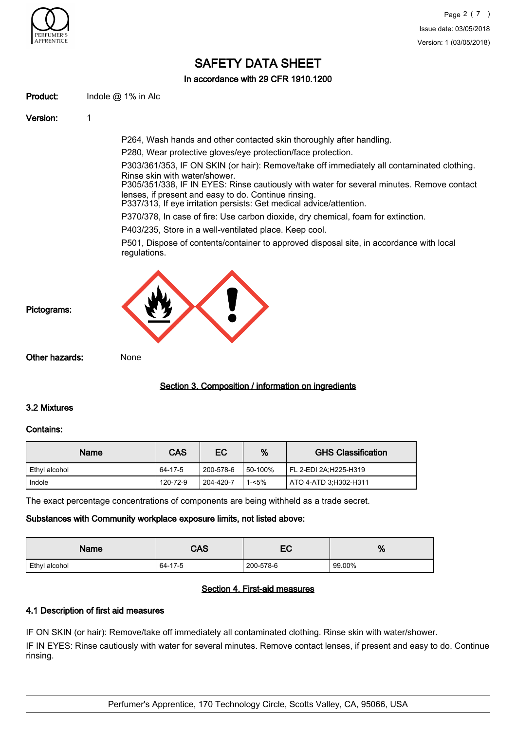# SAFETY DATA SHEET

In accordance with 29 CFR 1910.1200

**Product:** Indole @ 1% in Alc

**Version:** 1

P264, Wash hands and other contacted skin thoroughly after handling.

P280, Wear protective gloves/eye protection/face protection.

P303/361/353, IF ON SKIN (or hair): Remove/take off immediately all contaminated clothing. Rinse skin with water/shower.

P305/351/338, IF IN EYES: Rinse cautiously with water for several minutes. Remove contact lenses, if present and easy to do. Continue rinsing.

P337/313, If eye irritation persists: Get medical advice/attention.

P370/378, In case of fire: Use carbon dioxide, dry chemical, foam for extinction.

P403/235, Store in a well-ventilated place. Keep cool.

P501, Dispose of contents/container to approved disposal site, in accordance with local regulations.

**Pictograms:**

**Other hazards:** None

## Section 3. Composition / information on ingredients

### 3.2 Mixtures

**Contains:**

| Name | CAS | EC | % | GHS Classification |
|---|---|---|---|---|
| Ethyl alcohol | 64-17-5 | 200-578-6 | 50-100% | FL 2-EDI 2A;H225-H319 |
| Indole | 120-72-9 | 204-420-7 | 1-<5% | ATO 4-ATD 3;H302-H311 |

The exact percentage concentrations of components are being withheld as a trade secret.

**Substances with Community workplace exposure limits, not listed above:**

| Name | CAS | EC | % |
|---|---|---|---|
| Ethyl alcohol | 64-17-5 | 200-578-6 | 99.00% |

## Section 4. First-aid measures

### 4.1 Description of first aid measures

IF ON SKIN (or hair): Remove/take off immediately all contaminated clothing. Rinse skin with water/shower.

IF IN EYES: Rinse cautiously with water for several minutes. Remove contact lenses, if present and easy to do. Continue rinsing.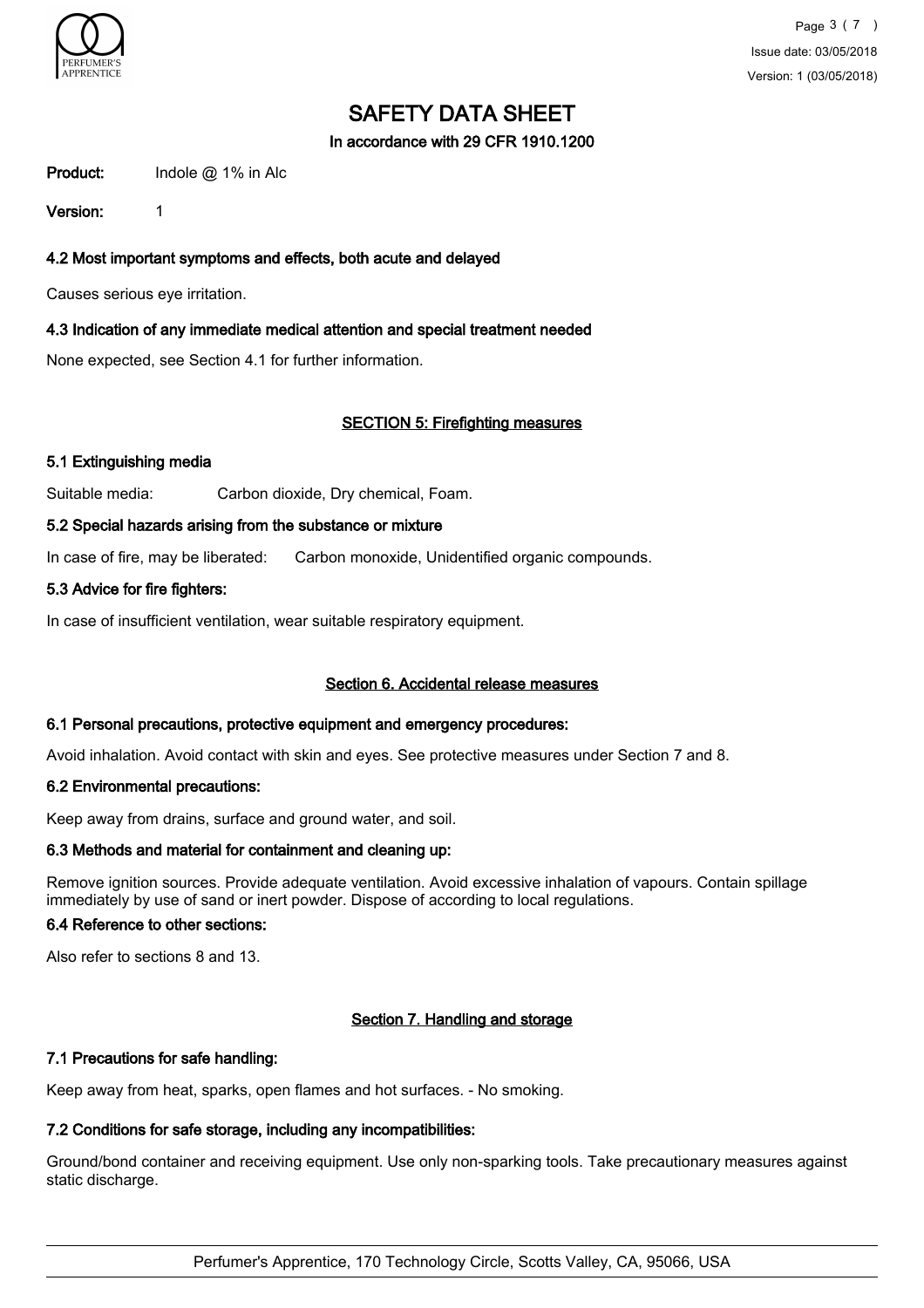# SAFETY DATA SHEET

In accordance with 29 CFR 1910.1200

**Product:** Indole @ 1% in Alc

**Version:** 1

### 4.2 Most important symptoms and effects, both acute and delayed

Causes serious eye irritation.

### 4.3 Indication of any immediate medical attention and special treatment needed

None expected, see Section 4.1 for further information.

## SECTION 5: Firefighting measures

### 5.1 Extinguishing media

Suitable media: Carbon dioxide, Dry chemical, Foam.

### 5.2 Special hazards arising from the substance or mixture

In case of fire, may be liberated: Carbon monoxide, Unidentified organic compounds.

### 5.3 Advice for fire fighters:

In case of insufficient ventilation, wear suitable respiratory equipment.

## Section 6. Accidental release measures

### 6.1 Personal precautions, protective equipment and emergency procedures:

Avoid inhalation. Avoid contact with skin and eyes. See protective measures under Section 7 and 8.

### 6.2 Environmental precautions:

Keep away from drains, surface and ground water, and soil.

### 6.3 Methods and material for containment and cleaning up:

Remove ignition sources. Provide adequate ventilation. Avoid excessive inhalation of vapours. Contain spillage immediately by use of sand or inert powder. Dispose of according to local regulations.

### 6.4 Reference to other sections:

Also refer to sections 8 and 13.

## Section 7. Handling and storage

### 7.1 Precautions for safe handling:

Keep away from heat, sparks, open flames and hot surfaces. - No smoking.

### 7.2 Conditions for safe storage, including any incompatibilities:

Ground/bond container and receiving equipment. Use only non-sparking tools. Take precautionary measures against static discharge.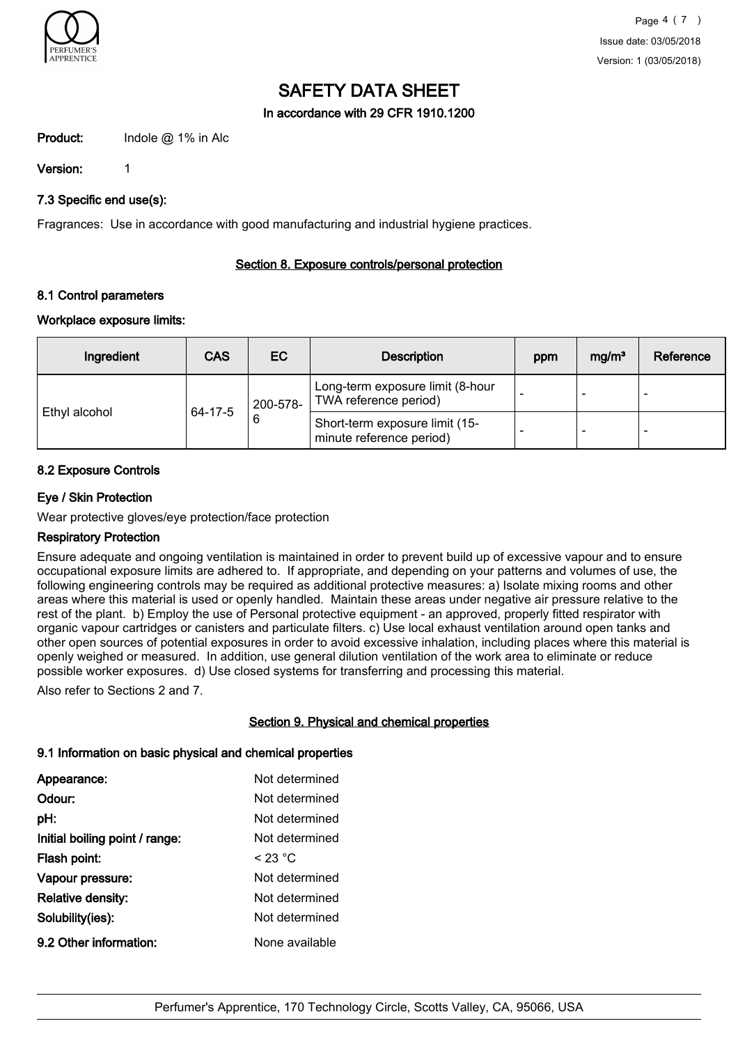# SAFETY DATA SHEET

**In accordance with 29 CFR 1910.1200**

**Product:** Indole @ 1% in Alc

**Version:** 1

### 7.3 Specific end use(s):

Fragrances: Use in accordance with good manufacturing and industrial hygiene practices.

## Section 8. Exposure controls/personal protection

### 8.1 Control parameters

**Workplace exposure limits:**

| Ingredient | CAS | EC | Description | ppm | mg/m³ | Reference |
|---|---|---|---|---|---|---|
| Ethyl alcohol | 64-17-5 | 200-578-6 | Long-term exposure limit (8-hour TWA reference period) | - | - | - |
| | | | Short-term exposure limit (15-minute reference period) | - | - | - |

### 8.2 Exposure Controls

**Eye / Skin Protection**

Wear protective gloves/eye protection/face protection

**Respiratory Protection**

Ensure adequate and ongoing ventilation is maintained in order to prevent build up of excessive vapour and to ensure occupational exposure limits are adhered to. If appropriate, and depending on your patterns and volumes of use, the following engineering controls may be required as additional protective measures: a) Isolate mixing rooms and other areas where this material is used or openly handled. Maintain these areas under negative air pressure relative to the rest of the plant. b) Employ the use of Personal protective equipment - an approved, properly fitted respirator with organic vapour cartridges or canisters and particulate filters. c) Use local exhaust ventilation around open tanks and other open sources of potential exposures in order to avoid excessive inhalation, including places where this material is openly weighed or measured. In addition, use general dilution ventilation of the work area to eliminate or reduce possible worker exposures. d) Use closed systems for transferring and processing this material.

Also refer to Sections 2 and 7.

## Section 9. Physical and chemical properties

### 9.1 Information on basic physical and chemical properties

**Appearance:** Not determined
**Odour:** Not determined
**pH:** Not determined
**Initial boiling point / range:** Not determined
**Flash point:** < 23 °C
**Vapour pressure:** Not determined
**Relative density:** Not determined
**Solubility(ies):** Not determined

**9.2 Other information:** None available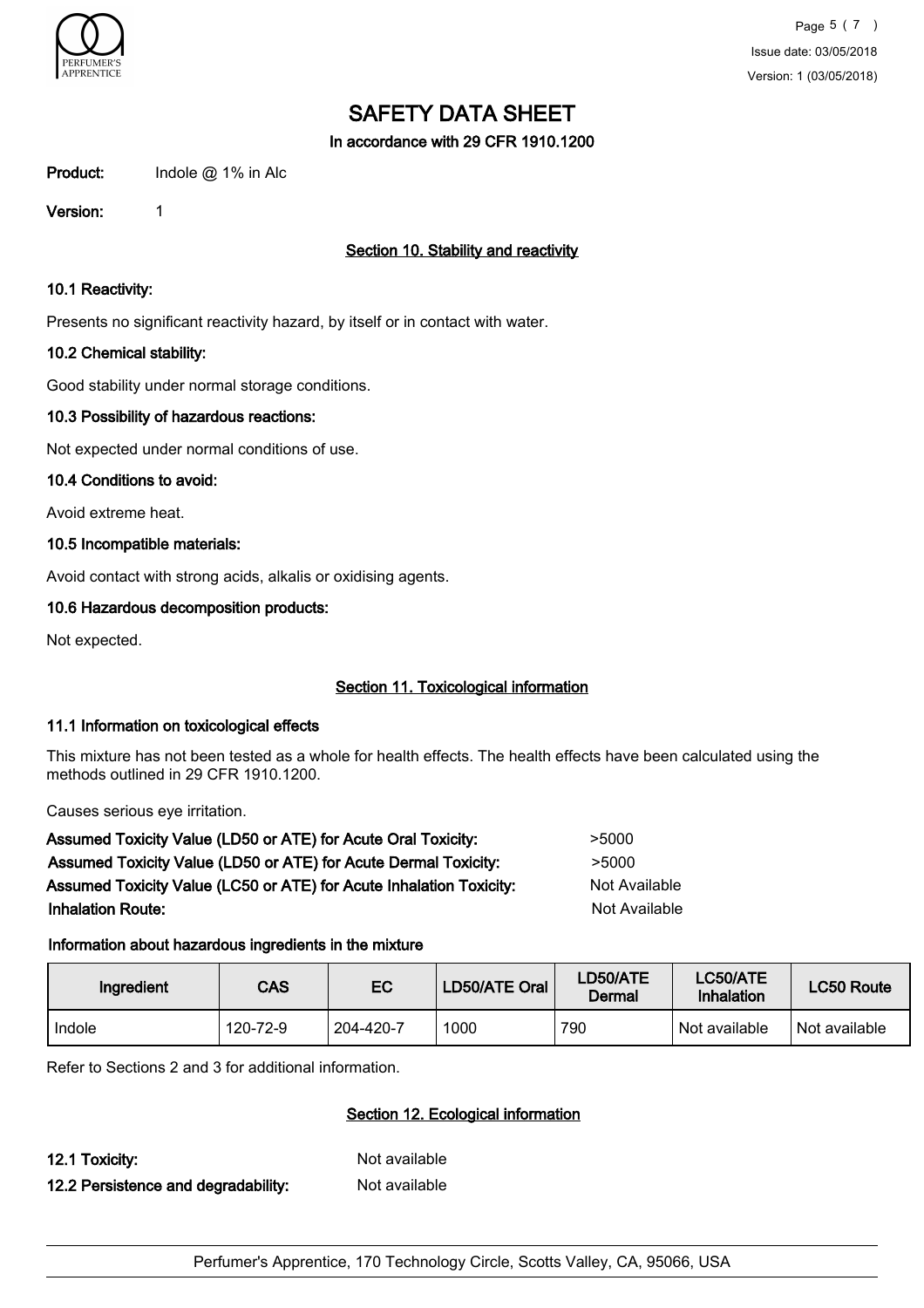# SAFETY DATA SHEET

**In accordance with 29 CFR 1910.1200**

**Product:** Indole @ 1% in Alc

**Version:** 1

## Section 10. Stability and reactivity

### 10.1 Reactivity:

Presents no significant reactivity hazard, by itself or in contact with water.

### 10.2 Chemical stability:

Good stability under normal storage conditions.

### 10.3 Possibility of hazardous reactions:

Not expected under normal conditions of use.

### 10.4 Conditions to avoid:

Avoid extreme heat.

### 10.5 Incompatible materials:

Avoid contact with strong acids, alkalis or oxidising agents.

### 10.6 Hazardous decomposition products:

Not expected.

## Section 11. Toxicological information

### 11.1 Information on toxicological effects

This mixture has not been tested as a whole for health effects. The health effects have been calculated using the methods outlined in 29 CFR 1910.1200.

Causes serious eye irritation.

**Assumed Toxicity Value (LD50 or ATE) for Acute Oral Toxicity:** >5000

**Assumed Toxicity Value (LD50 or ATE) for Acute Dermal Toxicity:** >5000

**Assumed Toxicity Value (LC50 or ATE) for Acute Inhalation Toxicity:** Not Available

**Inhalation Route:** Not Available

**Information about hazardous ingredients in the mixture**

| Ingredient | CAS | EC | LD50/ATE Oral | LD50/ATE Dermal | LC50/ATE Inhalation | LC50 Route |
|---|---|---|---|---|---|---|
| Indole | 120-72-9 | 204-420-7 | 1000 | 790 | Not available | Not available |

Refer to Sections 2 and 3 for additional information.

## Section 12. Ecological information

**12.1 Toxicity:** Not available

**12.2 Persistence and degradability:** Not available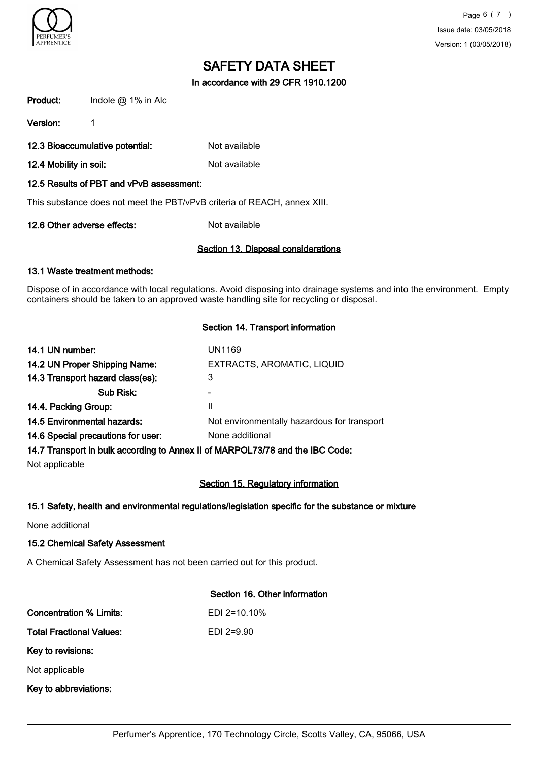# SAFETY DATA SHEET

In accordance with 29 CFR 1910.1200

**Product:** Indole @ 1% in Alc

**Version:** 1

**12.3 Bioaccumulative potential:** Not available

**12.4 Mobility in soil:** Not available

**12.5 Results of PBT and vPvB assessment:**

This substance does not meet the PBT/vPvB criteria of REACH, annex XIII.

**12.6 Other adverse effects:** Not available

## Section 13. Disposal considerations

**13.1 Waste treatment methods:**

Dispose of in accordance with local regulations. Avoid disposing into drainage systems and into the environment. Empty containers should be taken to an approved waste handling site for recycling or disposal.

## Section 14. Transport information

| | |
|---|---|
| **14.1 UN number:** | UN1169 |
| **14.2 UN Proper Shipping Name:** | EXTRACTS, AROMATIC, LIQUID |
| **14.3 Transport hazard class(es):** | 3 |
| **Sub Risk:** | - |
| **14.4. Packing Group:** | II |
| **14.5 Environmental hazards:** | Not environmentally hazardous for transport |
| **14.6 Special precautions for user:** | None additional |

**14.7 Transport in bulk according to Annex II of MARPOL73/78 and the IBC Code:**

Not applicable

## Section 15. Regulatory information

**15.1 Safety, health and environmental regulations/legislation specific for the substance or mixture**

None additional

**15.2 Chemical Safety Assessment**

A Chemical Safety Assessment has not been carried out for this product.

## Section 16. Other information

**Concentration % Limits:** EDI 2=10.10%

**Total Fractional Values:** EDI 2=9.90

**Key to revisions:**

Not applicable

**Key to abbreviations:**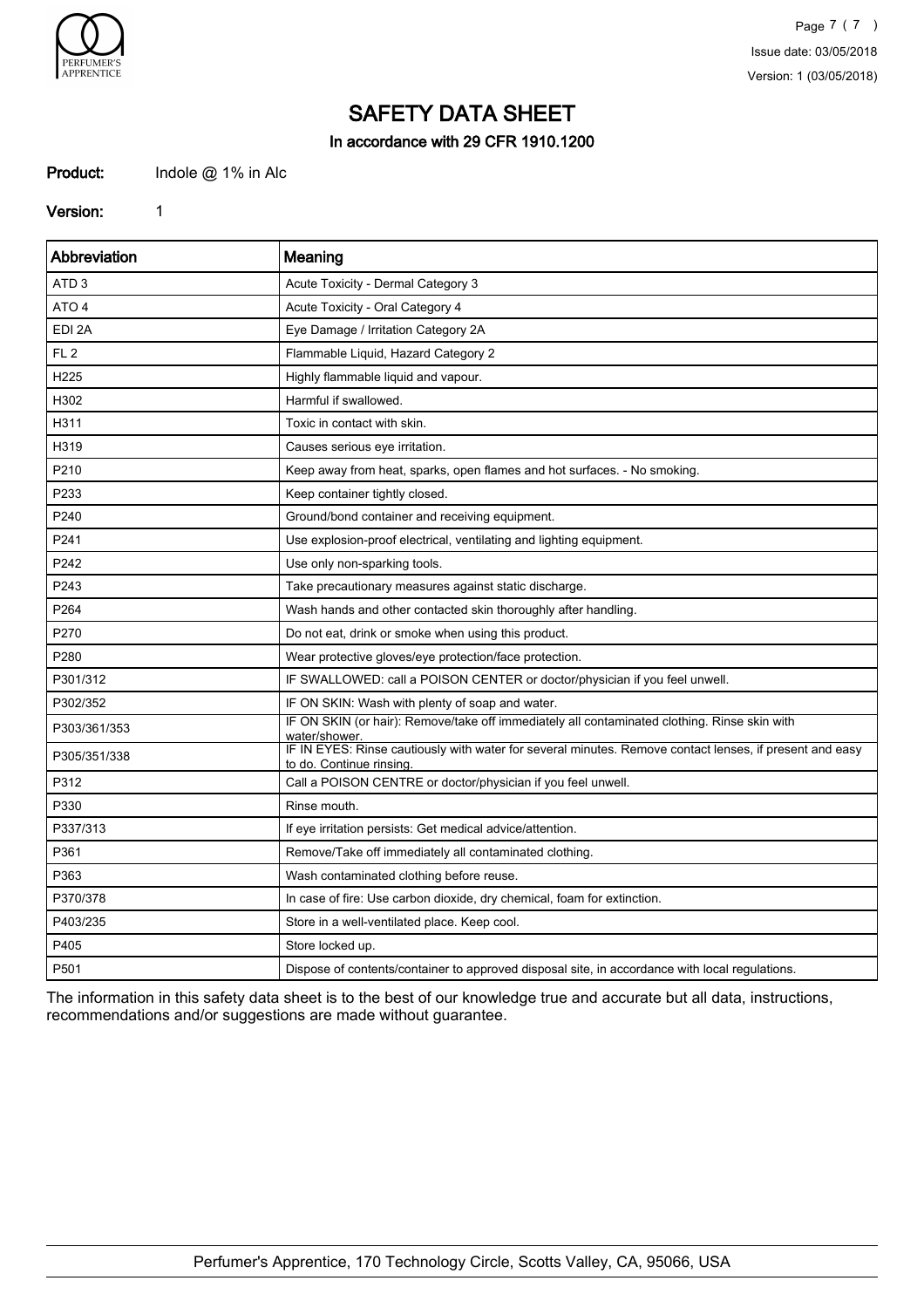# SAFETY DATA SHEET

**In accordance with 29 CFR 1910.1200**

**Product:** Indole @ 1% in Alc

**Version:** 1

| Abbreviation | Meaning |
| --- | --- |
| ATD 3 | Acute Toxicity - Dermal Category 3 |
| ATO 4 | Acute Toxicity - Oral Category 4 |
| EDI 2A | Eye Damage / Irritation Category 2A |
| FL 2 | Flammable Liquid, Hazard Category 2 |
| H225 | Highly flammable liquid and vapour. |
| H302 | Harmful if swallowed. |
| H311 | Toxic in contact with skin. |
| H319 | Causes serious eye irritation. |
| P210 | Keep away from heat, sparks, open flames and hot surfaces. - No smoking. |
| P233 | Keep container tightly closed. |
| P240 | Ground/bond container and receiving equipment. |
| P241 | Use explosion-proof electrical, ventilating and lighting equipment. |
| P242 | Use only non-sparking tools. |
| P243 | Take precautionary measures against static discharge. |
| P264 | Wash hands and other contacted skin thoroughly after handling. |
| P270 | Do not eat, drink or smoke when using this product. |
| P280 | Wear protective gloves/eye protection/face protection. |
| P301/312 | IF SWALLOWED: call a POISON CENTER or doctor/physician if you feel unwell. |
| P302/352 | IF ON SKIN: Wash with plenty of soap and water. |
| P303/361/353 | IF ON SKIN (or hair): Remove/take off immediately all contaminated clothing. Rinse skin with water/shower. |
| P305/351/338 | IF IN EYES: Rinse cautiously with water for several minutes. Remove contact lenses, if present and easy to do. Continue rinsing. |
| P312 | Call a POISON CENTRE or doctor/physician if you feel unwell. |
| P330 | Rinse mouth. |
| P337/313 | If eye irritation persists: Get medical advice/attention. |
| P361 | Remove/Take off immediately all contaminated clothing. |
| P363 | Wash contaminated clothing before reuse. |
| P370/378 | In case of fire: Use carbon dioxide, dry chemical, foam for extinction. |
| P403/235 | Store in a well-ventilated place. Keep cool. |
| P405 | Store locked up. |
| P501 | Dispose of contents/container to approved disposal site, in accordance with local regulations. |

The information in this safety data sheet is to the best of our knowledge true and accurate but all data, instructions, recommendations and/or suggestions are made without guarantee.